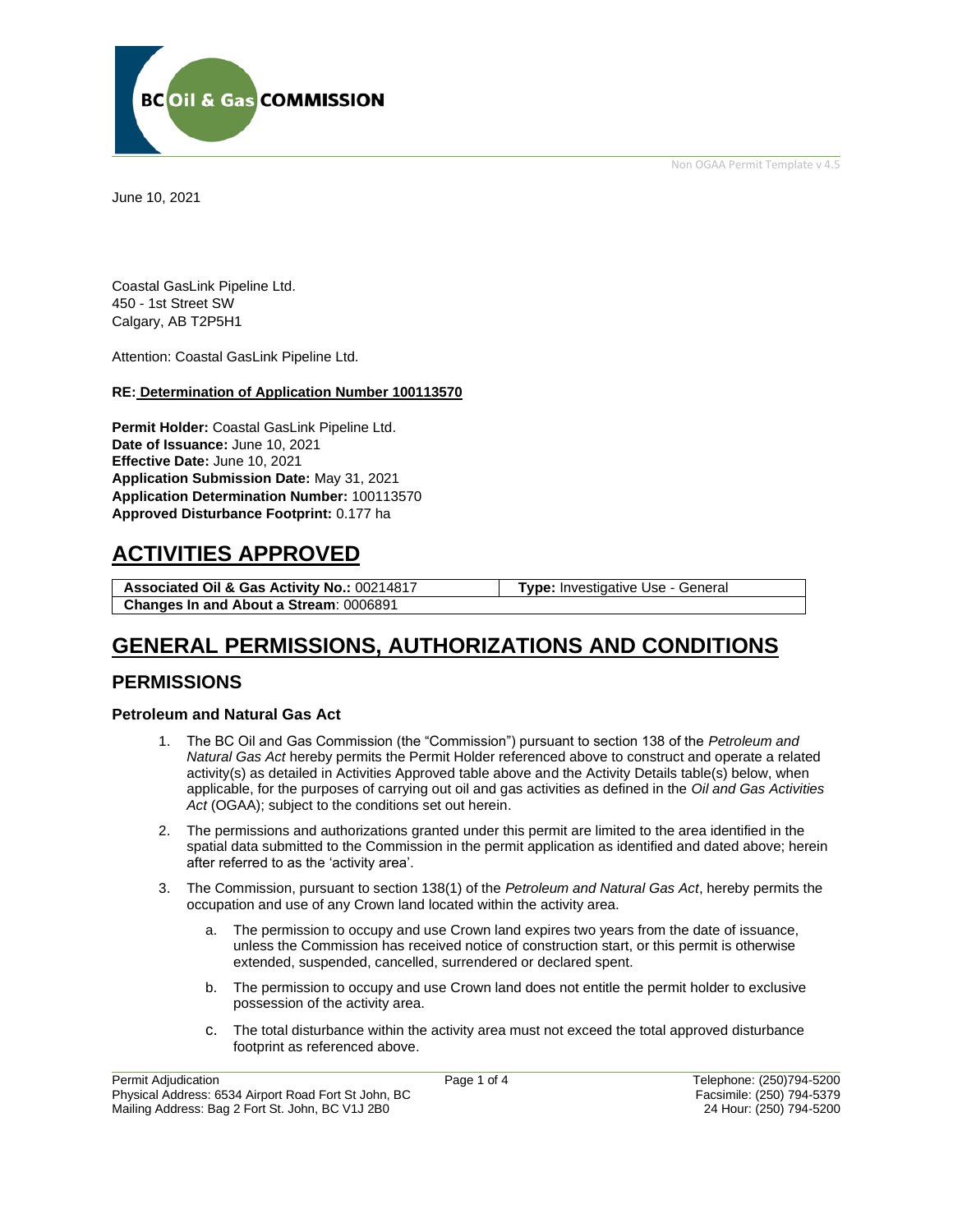June 10, 2021

Coastal GasLink Pipeline Ltd.
450 - 1st Street SW
Calgary, AB T2P5H1

Attention: Coastal GasLink Pipeline Ltd.

**RE: Determination of Application Number 100113570**

**Permit Holder:** Coastal GasLink Pipeline Ltd.
**Date of Issuance:** June 10, 2021
**Effective Date:** June 10, 2021
**Application Submission Date:** May 31, 2021
**Application Determination Number:** 100113570
**Approved Disturbance Footprint:** 0.177 ha

# ACTIVITIES APPROVED

| **Associated Oil & Gas Activity No.:** 00214817 | **Type:** Investigative Use - General |
|---|---|
| **Changes In and About a Stream**: 0006891 | |

# GENERAL PERMISSIONS, AUTHORIZATIONS AND CONDITIONS

## PERMISSIONS

### Petroleum and Natural Gas Act

1. The BC Oil and Gas Commission (the "Commission") pursuant to section 138 of the *Petroleum and Natural Gas Act* hereby permits the Permit Holder referenced above to construct and operate a related activity(s) as detailed in Activities Approved table above and the Activity Details table(s) below, when applicable, for the purposes of carrying out oil and gas activities as defined in the *Oil and Gas Activities Act* (OGAA); subject to the conditions set out herein.

2. The permissions and authorizations granted under this permit are limited to the area identified in the spatial data submitted to the Commission in the permit application as identified and dated above; herein after referred to as the 'activity area'.

3. The Commission, pursuant to section 138(1) of the *Petroleum and Natural Gas Act*, hereby permits the occupation and use of any Crown land located within the activity area.

   a. The permission to occupy and use Crown land expires two years from the date of issuance, unless the Commission has received notice of construction start, or this permit is otherwise extended, suspended, cancelled, surrendered or declared spent.

   b. The permission to occupy and use Crown land does not entitle the permit holder to exclusive possession of the activity area.

   c. The total disturbance within the activity area must not exceed the total approved disturbance footprint as referenced above.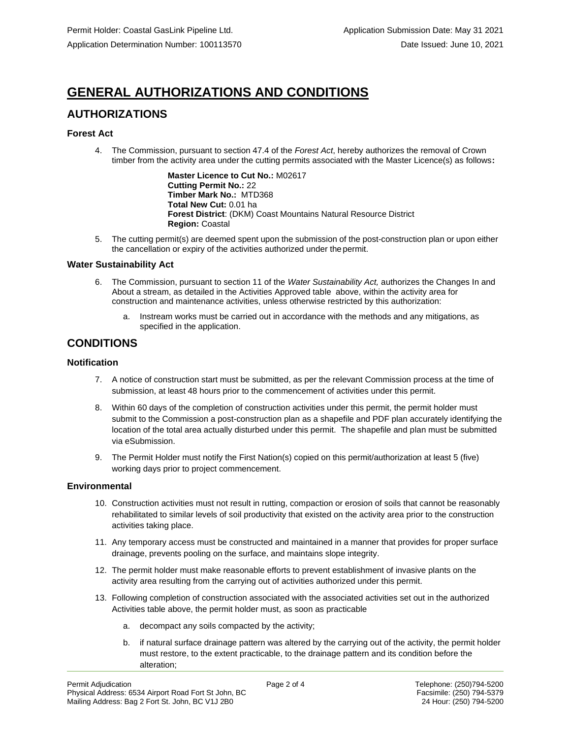# GENERAL AUTHORIZATIONS AND CONDITIONS

## AUTHORIZATIONS

### Forest Act

4. The Commission, pursuant to section 47.4 of the *Forest Act*, hereby authorizes the removal of Crown timber from the activity area under the cutting permits associated with the Master Licence(s) as follows**:**

   **Master Licence to Cut No.:** M02617
   **Cutting Permit No.:** 22
   **Timber Mark No.:** MTD368
   **Total New Cut:** 0.01 ha
   **Forest District**: (DKM) Coast Mountains Natural Resource District
   **Region:** Coastal

5. The cutting permit(s) are deemed spent upon the submission of the post-construction plan or upon either the cancellation or expiry of the activities authorized under the permit.

### Water Sustainability Act

6. The Commission, pursuant to section 11 of the *Water Sustainability Act,* authorizes the Changes In and About a stream, as detailed in the Activities Approved table above, within the activity area for construction and maintenance activities, unless otherwise restricted by this authorization:

   a. Instream works must be carried out in accordance with the methods and any mitigations, as specified in the application.

## CONDITIONS

### Notification

7. A notice of construction start must be submitted, as per the relevant Commission process at the time of submission, at least 48 hours prior to the commencement of activities under this permit.

8. Within 60 days of the completion of construction activities under this permit, the permit holder must submit to the Commission a post-construction plan as a shapefile and PDF plan accurately identifying the location of the total area actually disturbed under this permit. The shapefile and plan must be submitted via eSubmission.

9. The Permit Holder must notify the First Nation(s) copied on this permit/authorization at least 5 (five) working days prior to project commencement.

### Environmental

10. Construction activities must not result in rutting, compaction or erosion of soils that cannot be reasonably rehabilitated to similar levels of soil productivity that existed on the activity area prior to the construction activities taking place.

11. Any temporary access must be constructed and maintained in a manner that provides for proper surface drainage, prevents pooling on the surface, and maintains slope integrity.

12. The permit holder must make reasonable efforts to prevent establishment of invasive plants on the activity area resulting from the carrying out of activities authorized under this permit.

13. Following completion of construction associated with the associated activities set out in the authorized Activities table above, the permit holder must, as soon as practicable

    a. decompact any soils compacted by the activity;

    b. if natural surface drainage pattern was altered by the carrying out of the activity, the permit holder must restore, to the extent practicable, to the drainage pattern and its condition before the alteration;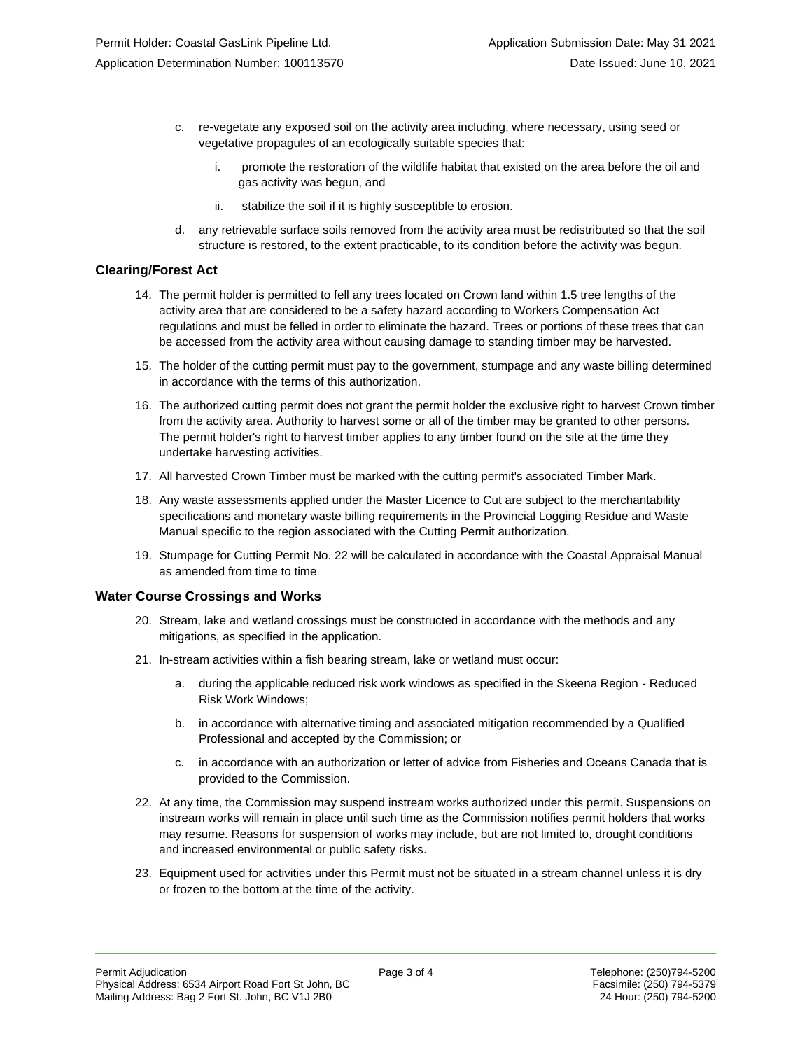c. re-vegetate any exposed soil on the activity area including, where necessary, using seed or vegetative propagules of an ecologically suitable species that:

   i. promote the restoration of the wildlife habitat that existed on the area before the oil and gas activity was begun, and

   ii. stabilize the soil if it is highly susceptible to erosion.

d. any retrievable surface soils removed from the activity area must be redistributed so that the soil structure is restored, to the extent practicable, to its condition before the activity was begun.

### Clearing/Forest Act

14. The permit holder is permitted to fell any trees located on Crown land within 1.5 tree lengths of the activity area that are considered to be a safety hazard according to Workers Compensation Act regulations and must be felled in order to eliminate the hazard. Trees or portions of these trees that can be accessed from the activity area without causing damage to standing timber may be harvested.

15. The holder of the cutting permit must pay to the government, stumpage and any waste billing determined in accordance with the terms of this authorization.

16. The authorized cutting permit does not grant the permit holder the exclusive right to harvest Crown timber from the activity area. Authority to harvest some or all of the timber may be granted to other persons. The permit holder's right to harvest timber applies to any timber found on the site at the time they undertake harvesting activities.

17. All harvested Crown Timber must be marked with the cutting permit's associated Timber Mark.

18. Any waste assessments applied under the Master Licence to Cut are subject to the merchantability specifications and monetary waste billing requirements in the Provincial Logging Residue and Waste Manual specific to the region associated with the Cutting Permit authorization.

19. Stumpage for Cutting Permit No. 22 will be calculated in accordance with the Coastal Appraisal Manual as amended from time to time

### Water Course Crossings and Works

20. Stream, lake and wetland crossings must be constructed in accordance with the methods and any mitigations, as specified in the application.

21. In-stream activities within a fish bearing stream, lake or wetland must occur:

    a. during the applicable reduced risk work windows as specified in the Skeena Region - Reduced Risk Work Windows;

    b. in accordance with alternative timing and associated mitigation recommended by a Qualified Professional and accepted by the Commission; or

    c. in accordance with an authorization or letter of advice from Fisheries and Oceans Canada that is provided to the Commission.

22. At any time, the Commission may suspend instream works authorized under this permit. Suspensions on instream works will remain in place until such time as the Commission notifies permit holders that works may resume. Reasons for suspension of works may include, but are not limited to, drought conditions and increased environmental or public safety risks.

23. Equipment used for activities under this Permit must not be situated in a stream channel unless it is dry or frozen to the bottom at the time of the activity.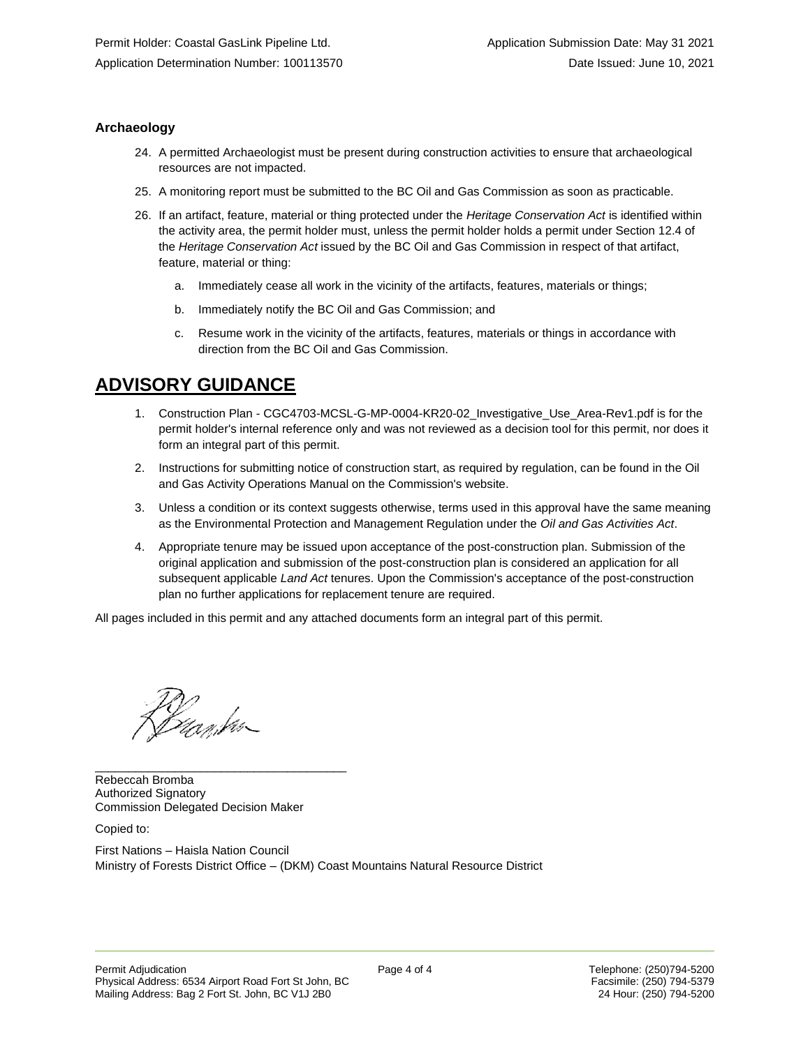### Archaeology

24. A permitted Archaeologist must be present during construction activities to ensure that archaeological resources are not impacted.
25. A monitoring report must be submitted to the BC Oil and Gas Commission as soon as practicable.
26. If an artifact, feature, material or thing protected under the *Heritage Conservation Act* is identified within the activity area, the permit holder must, unless the permit holder holds a permit under Section 12.4 of the *Heritage Conservation Act* issued by the BC Oil and Gas Commission in respect of that artifact, feature, material or thing:
    a. Immediately cease all work in the vicinity of the artifacts, features, materials or things;
    b. Immediately notify the BC Oil and Gas Commission; and
    c. Resume work in the vicinity of the artifacts, features, materials or things in accordance with direction from the BC Oil and Gas Commission.

## ADVISORY GUIDANCE

1. Construction Plan - CGC4703-MCSL-G-MP-0004-KR20-02_Investigative_Use_Area-Rev1.pdf is for the permit holder's internal reference only and was not reviewed as a decision tool for this permit, nor does it form an integral part of this permit.
2. Instructions for submitting notice of construction start, as required by regulation, can be found in the Oil and Gas Activity Operations Manual on the Commission's website.
3. Unless a condition or its context suggests otherwise, terms used in this approval have the same meaning as the Environmental Protection and Management Regulation under the *Oil and Gas Activities Act*.
4. Appropriate tenure may be issued upon acceptance of the post-construction plan. Submission of the original application and submission of the post-construction plan is considered an application for all subsequent applicable *Land Act* tenures. Upon the Commission's acceptance of the post-construction plan no further applications for replacement tenure are required.

All pages included in this permit and any attached documents form an integral part of this permit.

\_\_\_\_\_\_\_\_\_\_\_\_\_\_\_\_\_\_\_\_\_\_\_\_\_\_\_\_\_\_\_\_\_\_\_\_\_\_

Rebeccah Bromba
Authorized Signatory
Commission Delegated Decision Maker

Copied to:

First Nations – Haisla Nation Council
Ministry of Forests District Office – (DKM) Coast Mountains Natural Resource District